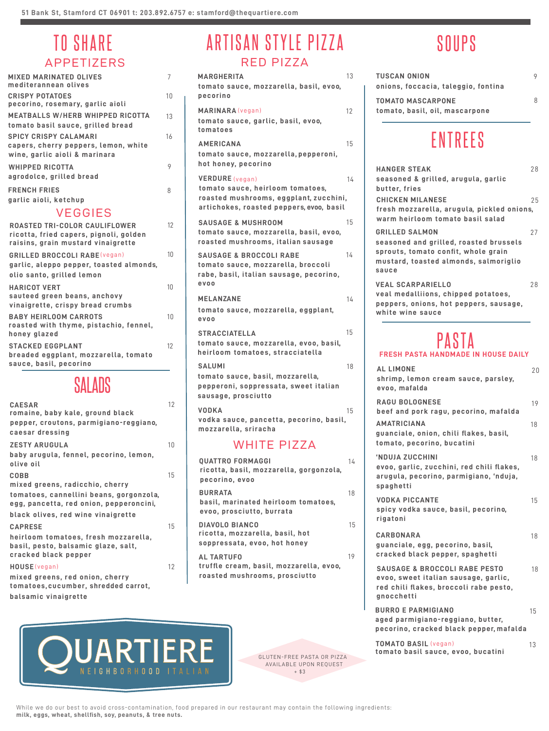51 Bank St, Stamford CT 06901 t: 203.892.6757 e: stamford@thequartiere.com

# TO SHARE

## APPETIZERS

**MIXED MARINATED OLIVES** 7
mediterannean olives

**CRISPY POTATOES** 10
pecorino, rosemary, garlic aioli

**MEATBALLS W/HERB WHIPPED RICOTTA** 13
tomato basil sauce, grilled bread

**SPICY CRISPY CALAMARI** 16
capers, cherry peppers, lemon, white wine, garlic aioli & marinara

**WHIPPED RICOTTA** 9
agrodolce, grilled bread

**FRENCH FRIES** 8
garlic aioli, ketchup

## VEGGIES

**ROASTED TRI-COLOR CAULIFLOWER** 12
ricotta, fried capers, pignoli, golden raisins, grain mustard vinaigrette

**GRILLED BROCCOLI RABE** (vegan) 10
garlic, aleppo pepper, toasted almonds, olio santo, grilled lemon

**HARICOT VERT** 10
sauteed green beans, anchovy vinaigrette, crispy bread crumbs

**BABY HEIRLOOM CARROTS** 10
roasted with thyme, pistachio, fennel, honey glazed

**STACKED EGGPLANT** 12
breaded eggplant, mozzarella, tomato sauce, basil, pecorino

# SALADS

**CAESAR** 12
romaine, baby kale, ground black pepper, croutons, parmigiano-reggiano, caesar dressing

**ZESTY ARUGULA** 10
baby arugula, fennel, pecorino, lemon, olive oil

**COBB** 15
mixed greens, radicchio, cherry tomatoes, cannellini beans, gorgonzola, egg, pancetta, red onion, pepperoncini, black olives, red wine vinaigrette

**CAPRESE** 15
heirloom tomatoes, fresh mozzarella, basil, pesto, balsamic glaze, salt, cracked black pepper

**HOUSE** (vegan) 12
mixed greens, red onion, cherry tomatoes, cucumber, shredded carrot, balsamic vinaigrette

# ARTISAN STYLE PIZZA

## RED PIZZA

**MARGHERITA** 13
tomato sauce, mozzarella, basil, evoo, pecorino

**MARINARA** (vegan) 12
tomato sauce, garlic, basil, evoo, tomatoes

**AMERICANA** 15
tomato sauce, mozzarella, pepperoni, hot honey, pecorino

**VERDURE** (vegan) 14
tomato sauce, heirloom tomatoes, roasted mushrooms, eggplant, zucchini, artichokes, roasted peppers, evoo, basil

**SAUSAGE & MUSHROOM** 15
tomato sauce, mozzarella, basil, evoo, roasted mushrooms, italian sausage

**SAUSAGE & BROCCOLI RABE** 14
tomato sauce, mozzarella, broccoli rabe, basil, italian sausage, pecorino, evoo

**MELANZANE** 14
tomato sauce, mozzarella, eggplant, evoo

**STRACCIATELLA** 15
tomato sauce, mozzarella, evoo, basil, heirloom tomatoes, stracciatella

**SALUMI** 18
tomato sauce, basil, mozzarella, pepperoni, soppressata, sweet italian sausage, prosciutto

**VODKA** 15
vodka sauce, pancetta, pecorino, basil, mozzarella, sriracha

## WHITE PIZZA

**QUATTRO FORMAGGI** 14
ricotta, basil, mozzarella, gorgonzola, pecorino, evoo

**BURRATA** 18
basil, marinated heirloom tomatoes, evoo, prosciutto, burrata

**DIAVOLO BIANCO** 15
ricotta, mozzarella, basil, hot soppressata, evoo, hot honey

**AL TARTUFO** 19
truffle cream, basil, mozzarella, evoo, roasted mushrooms, prosciutto

# SOUPS

**TUSCAN ONION** 9
onions, foccacia, taleggio, fontina

**TOMATO MASCARPONE** 8
tomato, basil, oil, mascarpone

# ENTREES

**HANGER STEAK** 28
seasoned & grilled, arugula, garlic butter, fries

**CHICKEN MILANESE** 25
fresh mozzarella, arugula, pickled onions, warm heirloom tomato basil salad

**GRILLED SALMON** 27
seasoned and grilled, roasted brussels sprouts, tomato confit, whole grain mustard, toasted almonds, salmoriglio sauce

**VEAL SCARPARIELLO** 28
veal medalliions, chipped potatoes, peppers, onions, hot peppers, sausage, white wine sauce

# PASTA

FRESH PASTA HANDMADE IN HOUSE DAILY

**AL LIMONE** 20
shrimp, lemon cream sauce, parsley, evoo, mafalda

**RAGU BOLOGNESE** 19
beef and pork ragu, pecorino, mafalda

**AMATRICIANA** 18
guanciale, onion, chili flakes, basil, tomato, pecorino, bucatini

**'NDUJA ZUCCHINI** 18
evoo, garlic, zucchini, red chili flakes, arugula, pecorino, parmigiano, 'nduja, spaghetti

**VODKA PICCANTE** 15
spicy vodka sauce, basil, pecorino, rigatoni

**CARBONARA** 18
guanciale, egg, pecorino, basil, cracked black pepper, spaghetti

**SAUSAGE & BROCCOLI RABE PESTO** 18
evoo, sweet italian sausage, garlic, red chili flakes, broccoli rabe pesto, gnocchetti

**BURRO E PARMIGIANO** 15
aged parmigiano-reggiano, butter, pecorino, cracked black pepper, mafalda

**TOMATO BASIL** (vegan) 13
tomato basil sauce, evoo, bucatini

QUARTIERE
NEIGHBORHOOD ITALIAN

GLUTEN-FREE PASTA OR PIZZA AVAILABLE UPON REQUEST + $3

While we do our best to avoid cross-contamination, food prepared in our restaurant may contain the following ingredients: **milk, eggs, wheat, shellfish, soy, peanuts, & tree nuts.**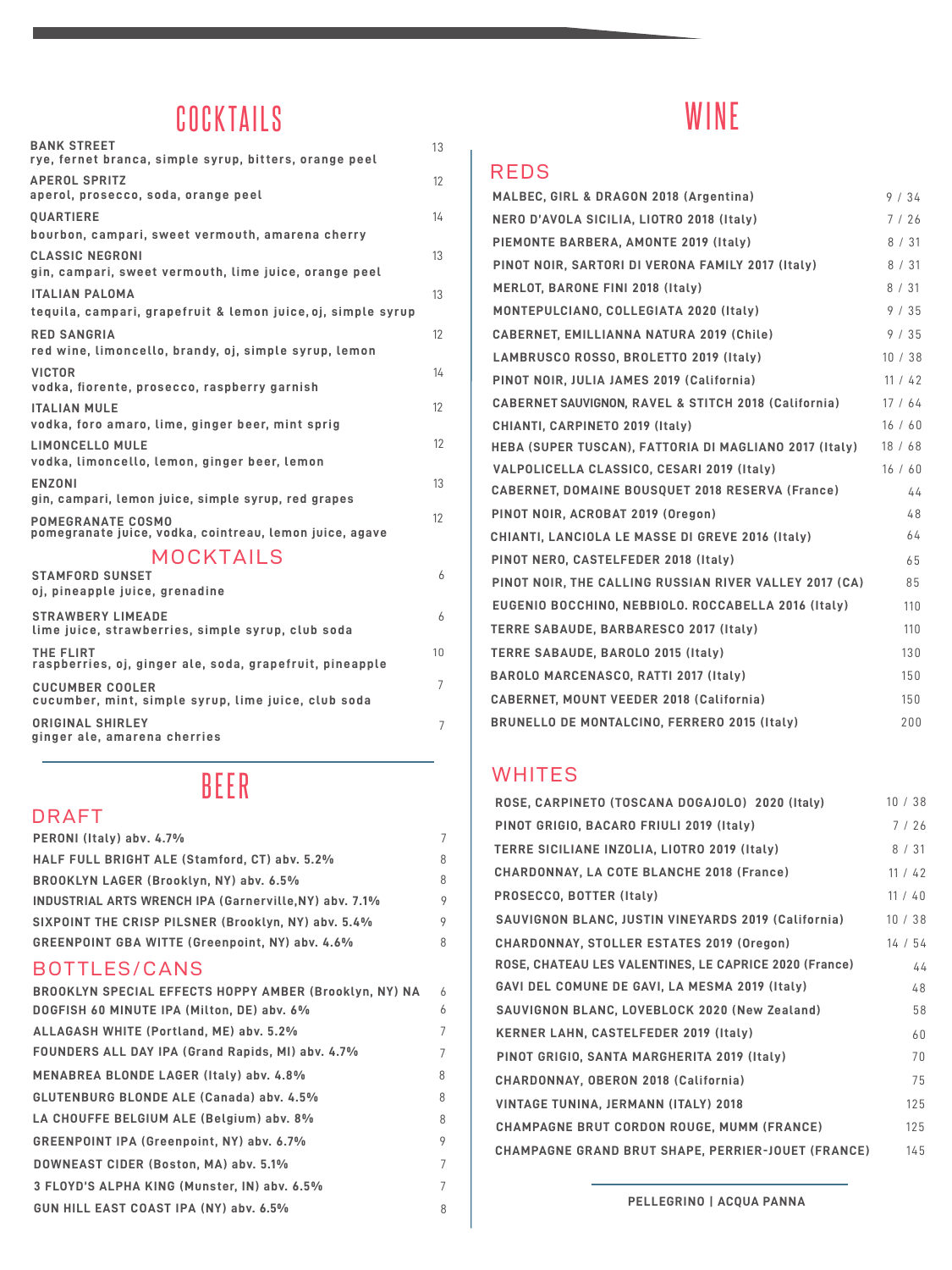# COCKTAILS

**BANK STREET** 13
rye, fernet branca, simple syrup, bitters, orange peel

**APEROL SPRITZ** 12
aperol, prosecco, soda, orange peel

**QUARTIERE** 14
bourbon, campari, sweet vermouth, amarena cherry

**CLASSIC NEGRONI** 13
gin, campari, sweet vermouth, lime juice, orange peel

**ITALIAN PALOMA** 13
tequila, campari, grapefruit & lemon juice, oj, simple syrup

**RED SANGRIA** 12
red wine, limoncello, brandy, oj, simple syrup, lemon

**VICTOR** 14
vodka, fiorente, prosecco, raspberry garnish

**ITALIAN MULE** 12
vodka, foro amaro, lime, ginger beer, mint sprig

**LIMONCELLO MULE** 12
vodka, limoncello, lemon, ginger beer, lemon

**ENZONI** 13
gin, campari, lemon juice, simple syrup, red grapes

**POMEGRANATE COSMO** 12
pomegranate juice, vodka, cointreau, lemon juice, agave

## MOCKTAILS

**STAMFORD SUNSET** 6
oj, pineapple juice, grenadine

**STRAWBERY LIMEADE** 6
lime juice, strawberries, simple syrup, club soda

**THE FLIRT** 10
raspberries, oj, ginger ale, soda, grapefruit, pineapple

**CUCUMBER COOLER** 7
cucumber, mint, simple syrup, lime juice, club soda

**ORIGINAL SHIRLEY** 7
ginger ale, amarena cherries

# BEER

## DRAFT

| | |
|---|---|
| PERONI (Italy) abv. 4.7% | 7 |
| HALF FULL BRIGHT ALE (Stamford, CT) abv. 5.2% | 8 |
| BROOKLYN LAGER (Brooklyn, NY) abv. 6.5% | 8 |
| INDUSTRIAL ARTS WRENCH IPA (Garnerville,NY) abv. 7.1% | 9 |
| SIXPOINT THE CRISP PILSNER (Brooklyn, NY) abv. 5.4% | 9 |
| GREENPOINT GBA WITTE (Greenpoint, NY) abv. 4.6% | 8 |

## BOTTLES/CANS

| | |
|---|---|
| BROOKLYN SPECIAL EFFECTS HOPPY AMBER (Brooklyn, NY) NA | 6 |
| DOGFISH 60 MINUTE IPA (Milton, DE) abv. 6% | 6 |
| ALLAGASH WHITE (Portland, ME) abv. 5.2% | 7 |
| FOUNDERS ALL DAY IPA (Grand Rapids, MI) abv. 4.7% | 7 |
| MENABREA BLONDE LAGER (Italy) abv. 4.8% | 8 |
| GLUTENBURG BLONDE ALE (Canada) abv. 4.5% | 8 |
| LA CHOUFFE BELGIUM ALE (Belgium) abv. 8% | 8 |
| GREENPOINT IPA (Greenpoint, NY) abv. 6.7% | 9 |
| DOWNEAST CIDER (Boston, MA) abv. 5.1% | 7 |
| 3 FLOYD'S ALPHA KING (Munster, IN) abv. 6.5% | 7 |
| GUN HILL EAST COAST IPA (NY) abv. 6.5% | 8 |

# WINE

## REDS

| | |
|---|---|
| MALBEC, GIRL & DRAGON 2018 (Argentina) | 9 / 34 |
| NERO D'AVOLA SICILIA, LIOTRO 2018 (Italy) | 7 / 26 |
| PIEMONTE BARBERA, AMONTE 2019 (Italy) | 8 / 31 |
| PINOT NOIR, SARTORI DI VERONA FAMILY 2017 (Italy) | 8 / 31 |
| MERLOT, BARONE FINI 2018 (Italy) | 8 / 31 |
| MONTEPULCIANO, COLLEGIATA 2020 (Italy) | 9 / 35 |
| CABERNET, EMILLIANNA NATURA 2019 (Chile) | 9 / 35 |
| LAMBRUSCO ROSSO, BROLETTO 2019 (Italy) | 10 / 38 |
| PINOT NOIR, JULIA JAMES 2019 (California) | 11 / 42 |
| CABERNET SAUVIGNON, RAVEL & STITCH 2018 (California) | 17 / 64 |
| CHIANTI, CARPINETO 2019 (Italy) | 16 / 60 |
| HEBA (SUPER TUSCAN), FATTORIA DI MAGLIANO 2017 (Italy) | 18 / 68 |
| VALPOLICELLA CLASSICO, CESARI 2019 (Italy) | 16 / 60 |
| CABERNET, DOMAINE BOUSQUET 2018 RESERVA (France) | 44 |
| PINOT NOIR, ACROBAT 2019 (Oregon) | 48 |
| CHIANTI, LANCIOLA LE MASSE DI GREVE 2016 (Italy) | 64 |
| PINOT NERO, CASTELFEDER 2018 (Italy) | 65 |
| PINOT NOIR, THE CALLING RUSSIAN RIVER VALLEY 2017 (CA) | 85 |
| EUGENIO BOCCHINO, NEBBIOLO. ROCCABELLA 2016 (Italy) | 110 |
| TERRE SABAUDE, BARBARESCO 2017 (Italy) | 110 |
| TERRE SABAUDE, BAROLO 2015 (Italy) | 130 |
| BAROLO MARCENASCO, RATTI 2017 (Italy) | 150 |
| CABERNET, MOUNT VEEDER 2018 (California) | 150 |
| BRUNELLO DE MONTALCINO, FERRERO 2015 (Italy) | 200 |

## WHITES

| | |
|---|---|
| ROSE, CARPINETO (TOSCANA DOGAJOLO) 2020 (Italy) | 10 / 38 |
| PINOT GRIGIO, BACARO FRIULI 2019 (Italy) | 7 / 26 |
| TERRE SICILIANE INZOLIA, LIOTRO 2019 (Italy) | 8 / 31 |
| CHARDONNAY, LA COTE BLANCHE 2018 (France) | 11 / 42 |
| PROSECCO, BOTTER (Italy) | 11 / 40 |
| SAUVIGNON BLANC, JUSTIN VINEYARDS 2019 (California) | 10 / 38 |
| CHARDONNAY, STOLLER ESTATES 2019 (Oregon) | 14 / 54 |
| ROSE, CHATEAU LES VALENTINES, LE CAPRICE 2020 (France) | 44 |
| GAVI DEL COMUNE DE GAVI, LA MESMA 2019 (Italy) | 48 |
| SAUVIGNON BLANC, LOVEBLOCK 2020 (New Zealand) | 58 |
| KERNER LAHN, CASTELFEDER 2019 (Italy) | 60 |
| PINOT GRIGIO, SANTA MARGHERITA 2019 (Italy) | 70 |
| CHARDONNAY, OBERON 2018 (California) | 75 |
| VINTAGE TUNINA, JERMANN (ITALY) 2018 | 125 |
| CHAMPAGNE BRUT CORDON ROUGE, MUMM (FRANCE) | 125 |
| CHAMPAGNE GRAND BRUT SHAPE, PERRIER-JOUET (FRANCE) | 145 |

**PELLEGRINO | ACQUA PANNA**